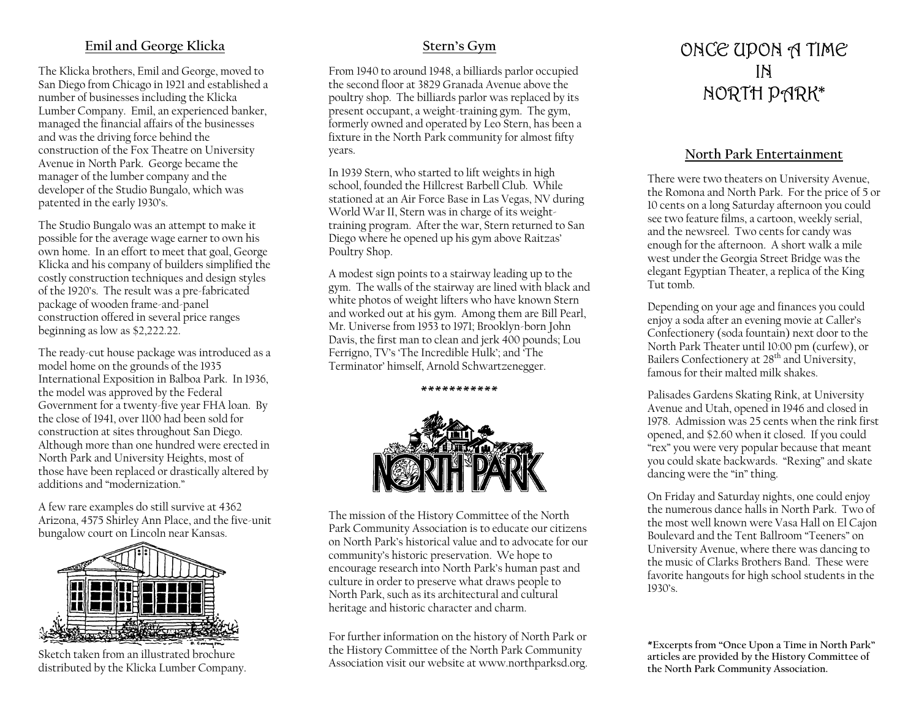## Emil and George Klicka

The Klicka brothers, Emil and George, moved to San Diego from Chicago in 1921 and established a number of businesses including the Klicka Lumber Company. Emil, an experienced banker, managed the financial affairs of the businesses and was the driving force behind the construction of the Fox Theatre on University Avenue in North Park. George became the manager of the lumber company and the developer of the Studio Bungalo, which was patented in the early 1930's.

The Studio Bungalo was an attempt to make it possible for the average wage earner to own his own home. In an effort to meet that goal, George Klicka and his company of builders simplified the costly construction techniques and design styles of the 1920's. The result was a pre-fabricated package of wooden frame-and-panel construction offered in several price ranges beginning as low as $2,222.22.

The ready-cut house package was introduced as a model home on the grounds of the 1935 International Exposition in Balboa Park. In 1936, the model was approved by the Federal Government for a twenty-five year FHA loan. By the close of 1941, over 1100 had been sold for construction at sites throughout San Diego. Although more than one hundred were erected in North Park and University Heights, most of those have been replaced or drastically altered by additions and "modernization."

A few rare examples do still survive at 4362 Arizona, 4575 Shirley Ann Place, and the five-unit bungalow court on Lincoln near Kansas.

Sketch taken from an illustrated brochure distributed by the Klicka Lumber Company.

## Stern's Gym

From 1940 to around 1948, a billiards parlor occupied the second floor at 3829 Granada Avenue above the poultry shop. The billiards parlor was replaced by its present occupant, a weight-training gym. The gym, formerly owned and operated by Leo Stern, has been a fixture in the North Park community for almost fifty years.

In 1939 Stern, who started to lift weights in high school, founded the Hillcrest Barbell Club. While stationed at an Air Force Base in Las Vegas, NV during World War II, Stern was in charge of its weight-training program. After the war, Stern returned to San Diego where he opened up his gym above Raitzas' Poultry Shop.

A modest sign points to a stairway leading up to the gym. The walls of the stairway are lined with black and white photos of weight lifters who have known Stern and worked out at his gym. Among them are Bill Pearl, Mr. Universe from 1953 to 1971; Brooklyn-born John Davis, the first man to clean and jerk 400 pounds; Lou Ferrigno, TV's 'The Incredible Hulk'; and 'The Terminator' himself, Arnold Schwartzenegger.

***********

NORTH PARK

The mission of the History Committee of the North Park Community Association is to educate our citizens on North Park's historical value and to advocate for our community's historic preservation. We hope to encourage research into North Park's human past and culture in order to preserve what draws people to North Park, such as its architectural and cultural heritage and historic character and charm.

For further information on the history of North Park or the History Committee of the North Park Community Association visit our website at www.northparksd.org.

# ONCE UPON A TIME IN NORTH PARK*

## North Park Entertainment

There were two theaters on University Avenue, the Romona and North Park. For the price of 5 or 10 cents on a long Saturday afternoon you could see two feature films, a cartoon, weekly serial, and the newsreel. Two cents for candy was enough for the afternoon. A short walk a mile west under the Georgia Street Bridge was the elegant Egyptian Theater, a replica of the King Tut tomb.

Depending on your age and finances you could enjoy a soda after an evening movie at Caller's Confectionery (soda fountain) next door to the North Park Theater until 10:00 pm (curfew), or Bailers Confectionery at 28th and University, famous for their malted milk shakes.

Palisades Gardens Skating Rink, at University Avenue and Utah, opened in 1946 and closed in 1978. Admission was 25 cents when the rink first opened, and $2.60 when it closed. If you could "rex" you were very popular because that meant you could skate backwards. "Rexing" and skate dancing were the "in" thing.

On Friday and Saturday nights, one could enjoy the numerous dance halls in North Park. Two of the most well known were Vasa Hall on El Cajon Boulevard and the Tent Ballroom "Teeners" on University Avenue, where there was dancing to the music of Clarks Brothers Band. These were favorite hangouts for high school students in the 1930's.

**\*Excerpts from "Once Upon a Time in North Park" articles are provided by the History Committee of the North Park Community Association.**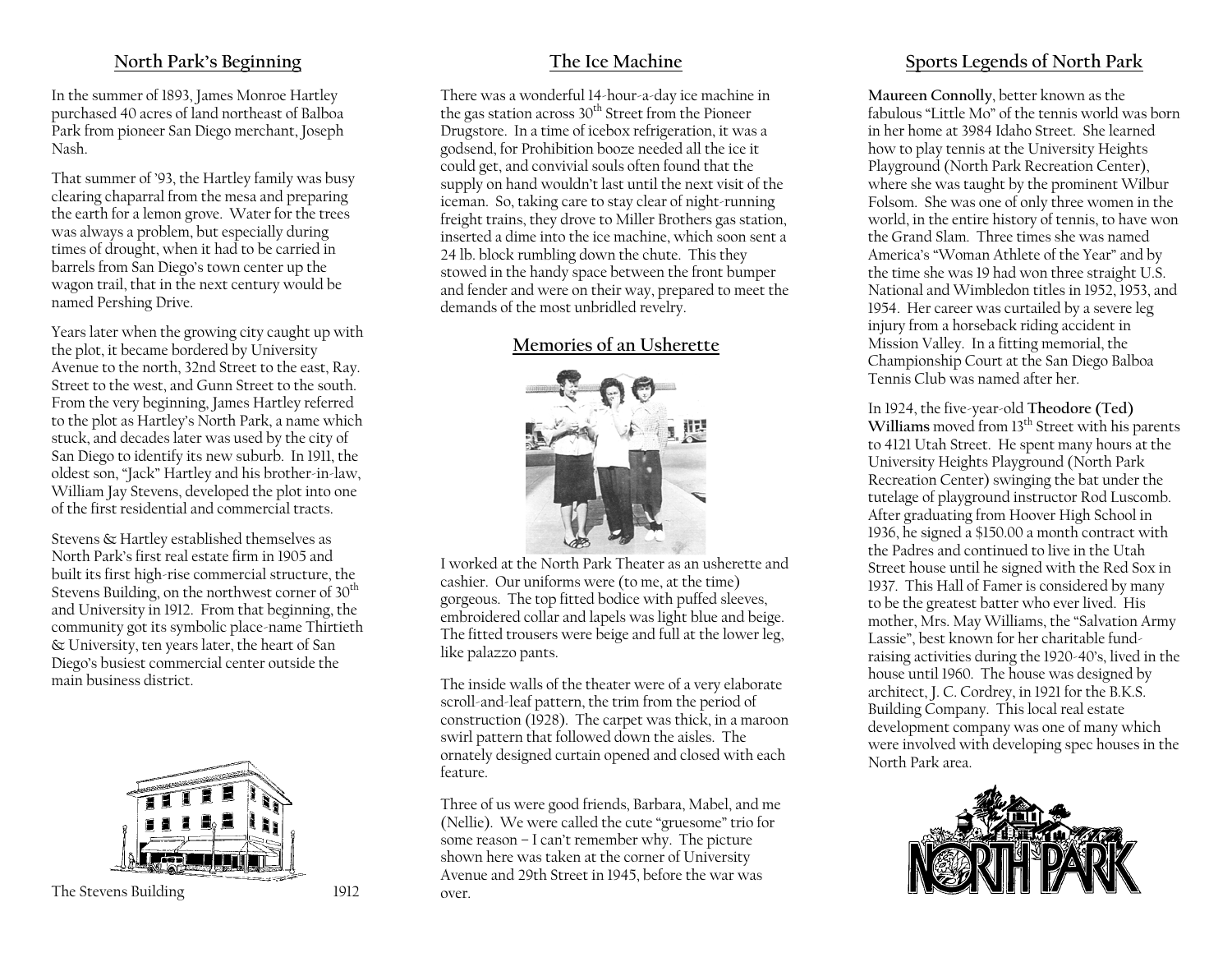## North Park's Beginning

In the summer of 1893, James Monroe Hartley purchased 40 acres of land northeast of Balboa Park from pioneer San Diego merchant, Joseph Nash.

That summer of '93, the Hartley family was busy clearing chaparral from the mesa and preparing the earth for a lemon grove. Water for the trees was always a problem, but especially during times of drought, when it had to be carried in barrels from San Diego's town center up the wagon trail, that in the next century would be named Pershing Drive.

Years later when the growing city caught up with the plot, it became bordered by University Avenue to the north, 32nd Street to the east, Ray. Street to the west, and Gunn Street to the south. From the very beginning, James Hartley referred to the plot as Hartley's North Park, a name which stuck, and decades later was used by the city of San Diego to identify its new suburb. In 1911, the oldest son, "Jack" Hartley and his brother-in-law, William Jay Stevens, developed the plot into one of the first residential and commercial tracts.

Stevens & Hartley established themselves as North Park's first real estate firm in 1905 and built its first high-rise commercial structure, the Stevens Building, on the northwest corner of 30th and University in 1912. From that beginning, the community got its symbolic place-name Thirtieth & University, ten years later, the heart of San Diego's busiest commercial center outside the main business district.

The Stevens Building 1912

## The Ice Machine

There was a wonderful 14-hour-a-day ice machine in the gas station across 30th Street from the Pioneer Drugstore. In a time of icebox refrigeration, it was a godsend, for Prohibition booze needed all the ice it could get, and convivial souls often found that the supply on hand wouldn't last until the next visit of the iceman. So, taking care to stay clear of night-running freight trains, they drove to Miller Brothers gas station, inserted a dime into the ice machine, which soon sent a 24 lb. block rumbling down the chute. This they stowed in the handy space between the front bumper and fender and were on their way, prepared to meet the demands of the most unbridled revelry.

## Memories of an Usherette

I worked at the North Park Theater as an usherette and cashier. Our uniforms were (to me, at the time) gorgeous. The top fitted bodice with puffed sleeves, embroidered collar and lapels was light blue and beige. The fitted trousers were beige and full at the lower leg, like palazzo pants.

The inside walls of the theater were of a very elaborate scroll-and-leaf pattern, the trim from the period of construction (1928). The carpet was thick, in a maroon swirl pattern that followed down the aisles. The ornately designed curtain opened and closed with each feature.

Three of us were good friends, Barbara, Mabel, and me (Nellie). We were called the cute "gruesome" trio for some reason – I can't remember why. The picture shown here was taken at the corner of University Avenue and 29th Street in 1945, before the war was over.

## Sports Legends of North Park

**Maureen Connolly**, better known as the fabulous "Little Mo" of the tennis world was born in her home at 3984 Idaho Street. She learned how to play tennis at the University Heights Playground (North Park Recreation Center), where she was taught by the prominent Wilbur Folsom. She was one of only three women in the world, in the entire history of tennis, to have won the Grand Slam. Three times she was named America's "Woman Athlete of the Year" and by the time she was 19 had won three straight U.S. National and Wimbledon titles in 1952, 1953, and 1954. Her career was curtailed by a severe leg injury from a horseback riding accident in Mission Valley. In a fitting memorial, the Championship Court at the San Diego Balboa Tennis Club was named after her.

In 1924, the five-year-old **Theodore (Ted) Williams** moved from 13th Street with his parents to 4121 Utah Street. He spent many hours at the University Heights Playground (North Park Recreation Center) swinging the bat under the tutelage of playground instructor Rod Luscomb. After graduating from Hoover High School in 1936, he signed a $150.00 a month contract with the Padres and continued to live in the Utah Street house until he signed with the Red Sox in 1937. This Hall of Famer is considered by many to be the greatest batter who ever lived. His mother, Mrs. May Williams, the "Salvation Army Lassie", best known for her charitable fund-raising activities during the 1920-40's, lived in the house until 1960. The house was designed by architect, J. C. Cordrey, in 1921 for the B.K.S. Building Company. This local real estate development company was one of many which were involved with developing spec houses in the North Park area.

NORTH PARK